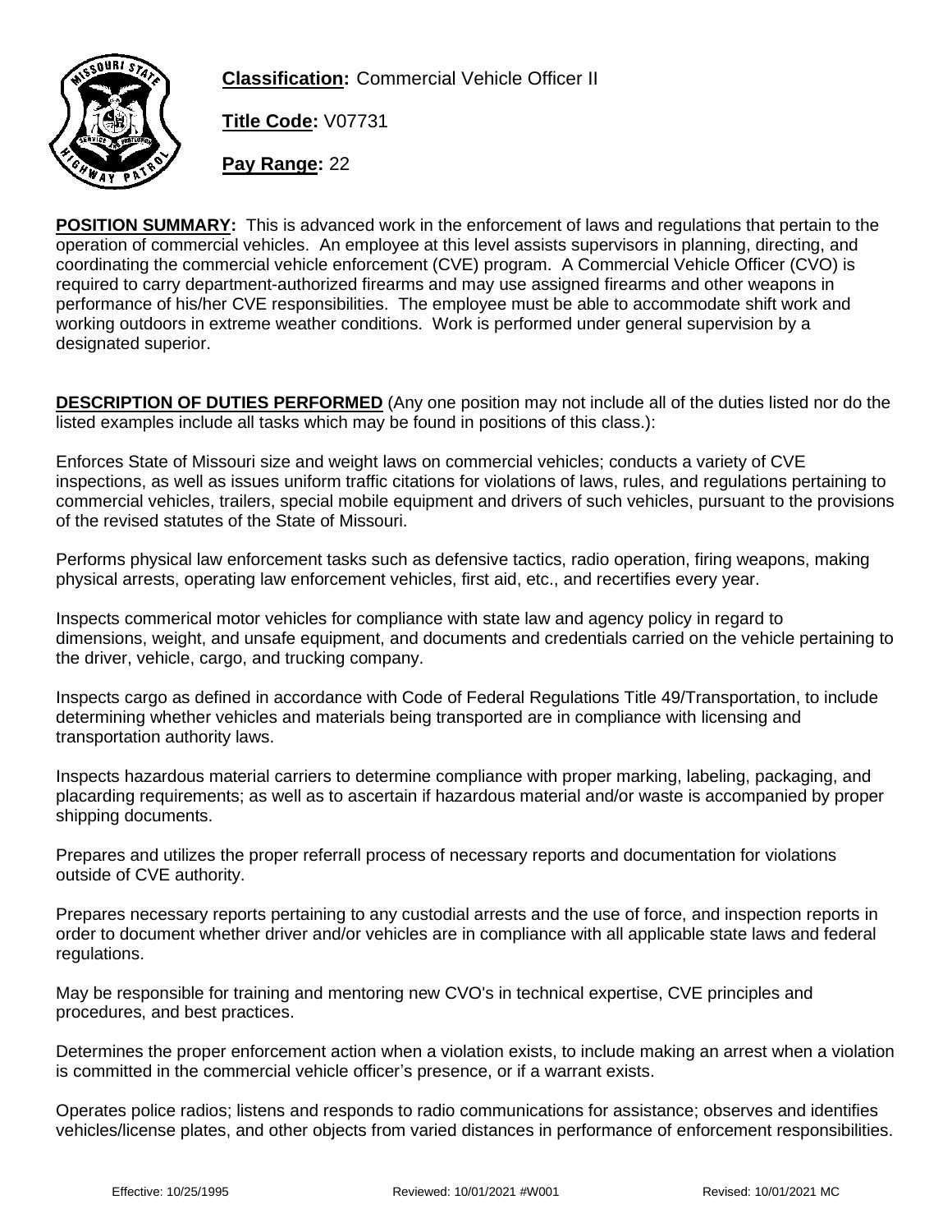**Classification:** Commercial Vehicle Officer II

**Title Code:** V07731

**Pay Range:** 22

**POSITION SUMMARY:** This is advanced work in the enforcement of laws and regulations that pertain to the operation of commercial vehicles. An employee at this level assists supervisors in planning, directing, and coordinating the commercial vehicle enforcement (CVE) program. A Commercial Vehicle Officer (CVO) is required to carry department-authorized firearms and may use assigned firearms and other weapons in performance of his/her CVE responsibilities. The employee must be able to accommodate shift work and working outdoors in extreme weather conditions. Work is performed under general supervision by a designated superior.

**DESCRIPTION OF DUTIES PERFORMED** (Any one position may not include all of the duties listed nor do the listed examples include all tasks which may be found in positions of this class.):

Enforces State of Missouri size and weight laws on commercial vehicles; conducts a variety of CVE inspections, as well as issues uniform traffic citations for violations of laws, rules, and regulations pertaining to commercial vehicles, trailers, special mobile equipment and drivers of such vehicles, pursuant to the provisions of the revised statutes of the State of Missouri.

Performs physical law enforcement tasks such as defensive tactics, radio operation, firing weapons, making physical arrests, operating law enforcement vehicles, first aid, etc., and recertifies every year.

Inspects commerical motor vehicles for compliance with state law and agency policy in regard to dimensions, weight, and unsafe equipment, and documents and credentials carried on the vehicle pertaining to the driver, vehicle, cargo, and trucking company.

Inspects cargo as defined in accordance with Code of Federal Regulations Title 49/Transportation, to include determining whether vehicles and materials being transported are in compliance with licensing and transportation authority laws.

Inspects hazardous material carriers to determine compliance with proper marking, labeling, packaging, and placarding requirements; as well as to ascertain if hazardous material and/or waste is accompanied by proper shipping documents.

Prepares and utilizes the proper referrall process of necessary reports and documentation for violations outside of CVE authority.

Prepares necessary reports pertaining to any custodial arrests and the use of force, and inspection reports in order to document whether driver and/or vehicles are in compliance with all applicable state laws and federal regulations.

May be responsible for training and mentoring new CVO's in technical expertise, CVE principles and procedures, and best practices.

Determines the proper enforcement action when a violation exists, to include making an arrest when a violation is committed in the commercial vehicle officer's presence, or if a warrant exists.

Operates police radios; listens and responds to radio communications for assistance; observes and identifies vehicles/license plates, and other objects from varied distances in performance of enforcement responsibilities.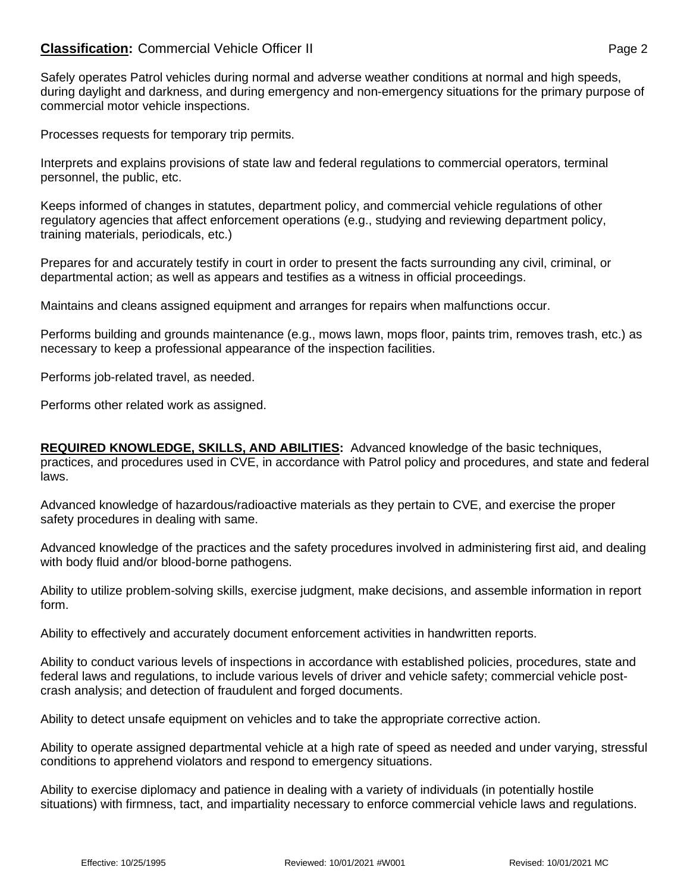Safely operates Patrol vehicles during normal and adverse weather conditions at normal and high speeds, during daylight and darkness, and during emergency and non-emergency situations for the primary purpose of commercial motor vehicle inspections.

Processes requests for temporary trip permits.

Interprets and explains provisions of state law and federal regulations to commercial operators, terminal personnel, the public, etc.

Keeps informed of changes in statutes, department policy, and commercial vehicle regulations of other regulatory agencies that affect enforcement operations (e.g., studying and reviewing department policy, training materials, periodicals, etc.)

Prepares for and accurately testify in court in order to present the facts surrounding any civil, criminal, or departmental action; as well as appears and testifies as a witness in official proceedings.

Maintains and cleans assigned equipment and arranges for repairs when malfunctions occur.

Performs building and grounds maintenance (e.g., mows lawn, mops floor, paints trim, removes trash, etc.) as necessary to keep a professional appearance of the inspection facilities.

Performs job-related travel, as needed.

Performs other related work as assigned.

**REQUIRED KNOWLEDGE, SKILLS, AND ABILITIES:** Advanced knowledge of the basic techniques, practices, and procedures used in CVE, in accordance with Patrol policy and procedures, and state and federal laws.

Advanced knowledge of hazardous/radioactive materials as they pertain to CVE, and exercise the proper safety procedures in dealing with same.

Advanced knowledge of the practices and the safety procedures involved in administering first aid, and dealing with body fluid and/or blood-borne pathogens.

Ability to utilize problem-solving skills, exercise judgment, make decisions, and assemble information in report form.

Ability to effectively and accurately document enforcement activities in handwritten reports.

Ability to conduct various levels of inspections in accordance with established policies, procedures, state and federal laws and regulations, to include various levels of driver and vehicle safety; commercial vehicle post-crash analysis; and detection of fraudulent and forged documents.

Ability to detect unsafe equipment on vehicles and to take the appropriate corrective action.

Ability to operate assigned departmental vehicle at a high rate of speed as needed and under varying, stressful conditions to apprehend violators and respond to emergency situations.

Ability to exercise diplomacy and patience in dealing with a variety of individuals (in potentially hostile situations) with firmness, tact, and impartiality necessary to enforce commercial vehicle laws and regulations.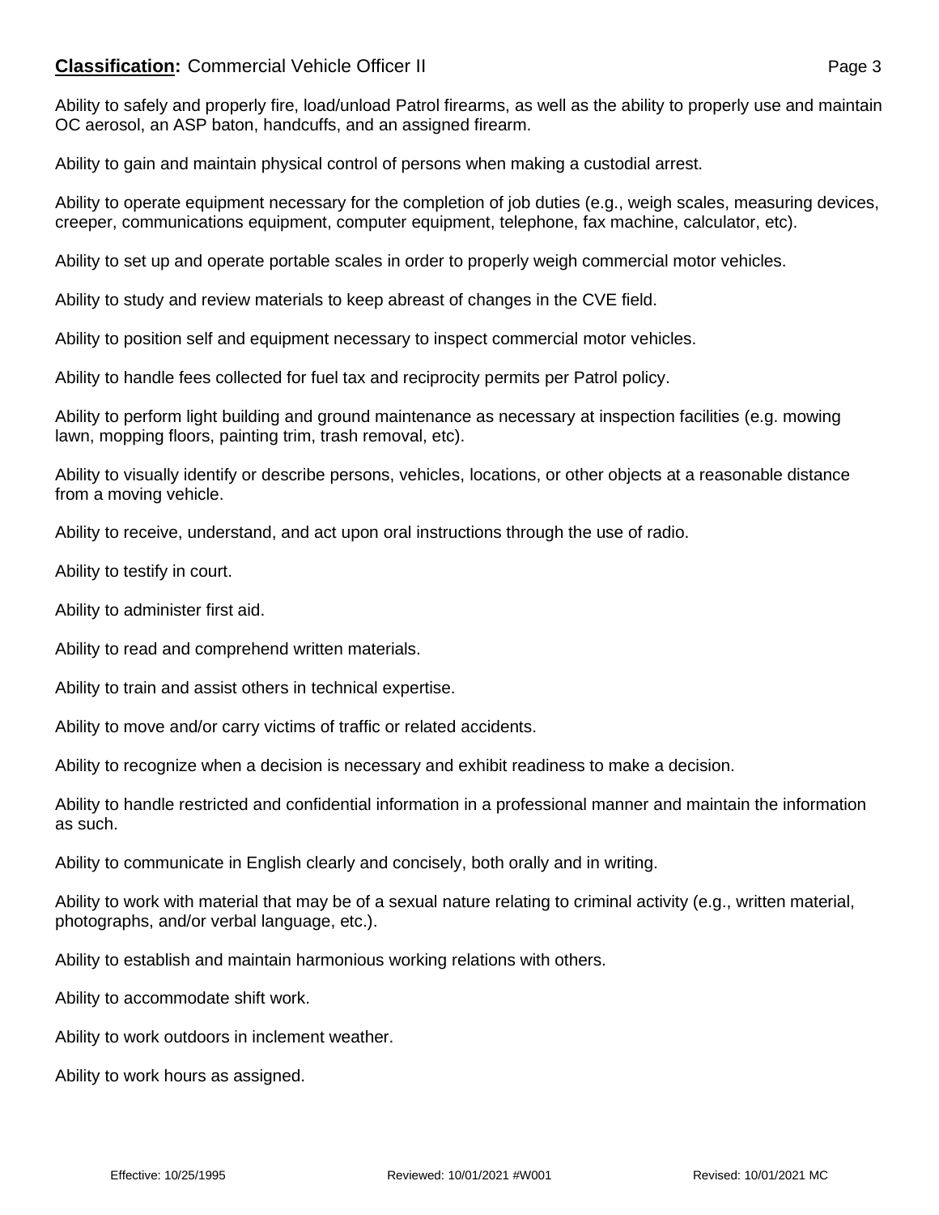Ability to safely and properly fire, load/unload Patrol firearms, as well as the ability to properly use and maintain OC aerosol, an ASP baton, handcuffs, and an assigned firearm.

Ability to gain and maintain physical control of persons when making a custodial arrest.

Ability to operate equipment necessary for the completion of job duties (e.g., weigh scales, measuring devices, creeper, communications equipment, computer equipment, telephone, fax machine, calculator, etc).

Ability to set up and operate portable scales in order to properly weigh commercial motor vehicles.

Ability to study and review materials to keep abreast of changes in the CVE field.

Ability to position self and equipment necessary to inspect commercial motor vehicles.

Ability to handle fees collected for fuel tax and reciprocity permits per Patrol policy.

Ability to perform light building and ground maintenance as necessary at inspection facilities (e.g. mowing lawn, mopping floors, painting trim, trash removal, etc).

Ability to visually identify or describe persons, vehicles, locations, or other objects at a reasonable distance from a moving vehicle.

Ability to receive, understand, and act upon oral instructions through the use of radio.

Ability to testify in court.

Ability to administer first aid.

Ability to read and comprehend written materials.

Ability to train and assist others in technical expertise.

Ability to move and/or carry victims of traffic or related accidents.

Ability to recognize when a decision is necessary and exhibit readiness to make a decision.

Ability to handle restricted and confidential information in a professional manner and maintain the information as such.

Ability to communicate in English clearly and concisely, both orally and in writing.

Ability to work with material that may be of a sexual nature relating to criminal activity (e.g., written material, photographs, and/or verbal language, etc.).

Ability to establish and maintain harmonious working relations with others.

Ability to accommodate shift work.

Ability to work outdoors in inclement weather.

Ability to work hours as assigned.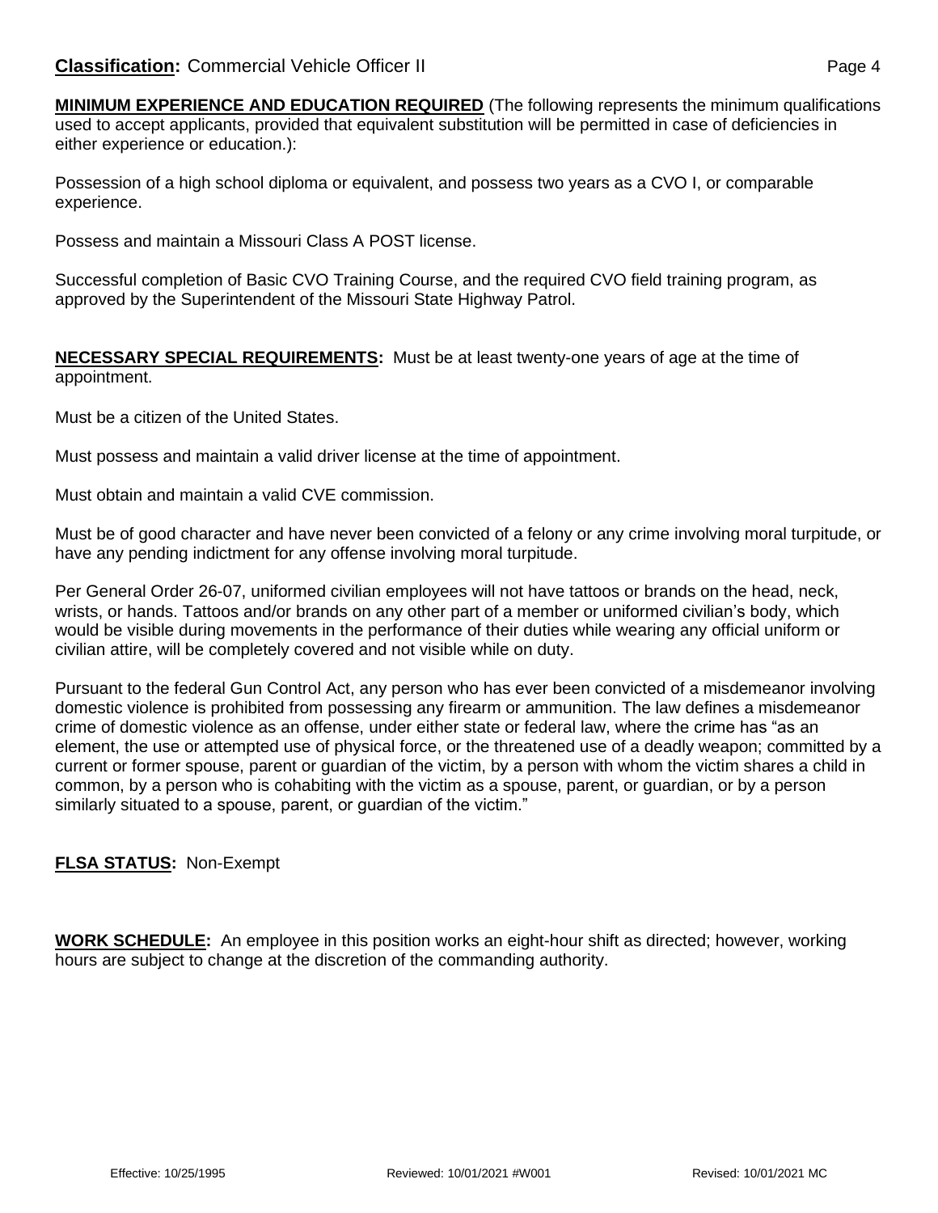**MINIMUM EXPERIENCE AND EDUCATION REQUIRED** (The following represents the minimum qualifications used to accept applicants, provided that equivalent substitution will be permitted in case of deficiencies in either experience or education.):

Possession of a high school diploma or equivalent, and possess two years as a CVO I, or comparable experience.

Possess and maintain a Missouri Class A POST license.

Successful completion of Basic CVO Training Course, and the required CVO field training program, as approved by the Superintendent of the Missouri State Highway Patrol.

**NECESSARY SPECIAL REQUIREMENTS:** Must be at least twenty-one years of age at the time of appointment.

Must be a citizen of the United States.

Must possess and maintain a valid driver license at the time of appointment.

Must obtain and maintain a valid CVE commission.

Must be of good character and have never been convicted of a felony or any crime involving moral turpitude, or have any pending indictment for any offense involving moral turpitude.

Per General Order 26-07, uniformed civilian employees will not have tattoos or brands on the head, neck, wrists, or hands. Tattoos and/or brands on any other part of a member or uniformed civilian's body, which would be visible during movements in the performance of their duties while wearing any official uniform or civilian attire, will be completely covered and not visible while on duty.

Pursuant to the federal Gun Control Act, any person who has ever been convicted of a misdemeanor involving domestic violence is prohibited from possessing any firearm or ammunition. The law defines a misdemeanor crime of domestic violence as an offense, under either state or federal law, where the crime has "as an element, the use or attempted use of physical force, or the threatened use of a deadly weapon; committed by a current or former spouse, parent or guardian of the victim, by a person with whom the victim shares a child in common, by a person who is cohabiting with the victim as a spouse, parent, or guardian, or by a person similarly situated to a spouse, parent, or guardian of the victim."

**FLSA STATUS:** Non-Exempt

**WORK SCHEDULE:** An employee in this position works an eight-hour shift as directed; however, working hours are subject to change at the discretion of the commanding authority.